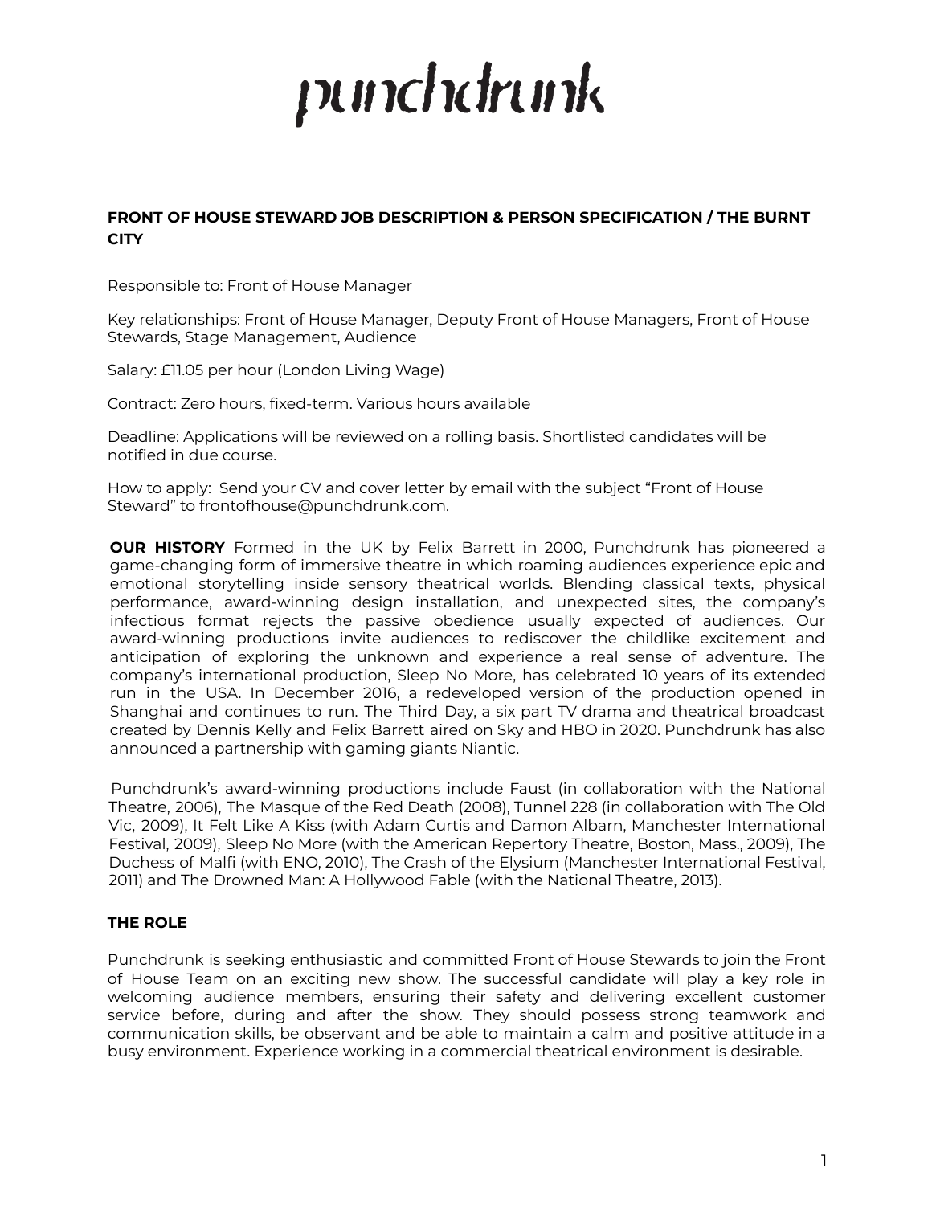# punchdrunk

**FRONT OF HOUSE STEWARD JOB DESCRIPTION & PERSON SPECIFICATION / THE BURNT CITY**

Responsible to: Front of House Manager

Key relationships: Front of House Manager, Deputy Front of House Managers, Front of House Stewards, Stage Management, Audience

Salary: £11.05 per hour (London Living Wage)

Contract: Zero hours, fixed-term. Various hours available

Deadline: Applications will be reviewed on a rolling basis. Shortlisted candidates will be notified in due course.

How to apply: Send your CV and cover letter by email with the subject "Front of House Steward" to frontofhouse@punchdrunk.com.

**OUR HISTORY** Formed in the UK by Felix Barrett in 2000, Punchdrunk has pioneered a game-changing form of immersive theatre in which roaming audiences experience epic and emotional storytelling inside sensory theatrical worlds. Blending classical texts, physical performance, award-winning design installation, and unexpected sites, the company's infectious format rejects the passive obedience usually expected of audiences. Our award-winning productions invite audiences to rediscover the childlike excitement and anticipation of exploring the unknown and experience a real sense of adventure. The company's international production, Sleep No More, has celebrated 10 years of its extended run in the USA. In December 2016, a redeveloped version of the production opened in Shanghai and continues to run. The Third Day, a six part TV drama and theatrical broadcast created by Dennis Kelly and Felix Barrett aired on Sky and HBO in 2020. Punchdrunk has also announced a partnership with gaming giants Niantic.

Punchdrunk's award-winning productions include Faust (in collaboration with the National Theatre, 2006), The Masque of the Red Death (2008), Tunnel 228 (in collaboration with The Old Vic, 2009), It Felt Like A Kiss (with Adam Curtis and Damon Albarn, Manchester International Festival, 2009), Sleep No More (with the American Repertory Theatre, Boston, Mass., 2009), The Duchess of Malfi (with ENO, 2010), The Crash of the Elysium (Manchester International Festival, 2011) and The Drowned Man: A Hollywood Fable (with the National Theatre, 2013).

## THE ROLE

Punchdrunk is seeking enthusiastic and committed Front of House Stewards to join the Front of House Team on an exciting new show. The successful candidate will play a key role in welcoming audience members, ensuring their safety and delivering excellent customer service before, during and after the show. They should possess strong teamwork and communication skills, be observant and be able to maintain a calm and positive attitude in a busy environment. Experience working in a commercial theatrical environment is desirable.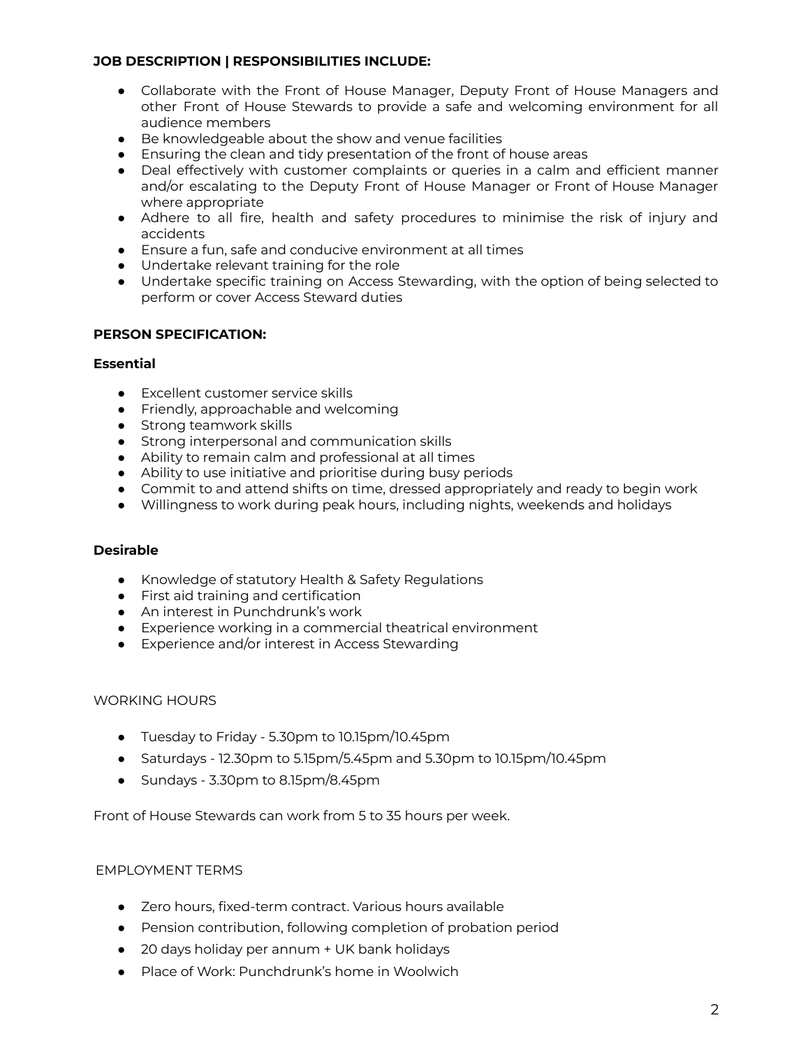**JOB DESCRIPTION | RESPONSIBILITIES INCLUDE:**

- Collaborate with the Front of House Manager, Deputy Front of House Managers and other Front of House Stewards to provide a safe and welcoming environment for all audience members
- Be knowledgeable about the show and venue facilities
- Ensuring the clean and tidy presentation of the front of house areas
- Deal effectively with customer complaints or queries in a calm and efficient manner and/or escalating to the Deputy Front of House Manager or Front of House Manager where appropriate
- Adhere to all fire, health and safety procedures to minimise the risk of injury and accidents
- Ensure a fun, safe and conducive environment at all times
- Undertake relevant training for the role
- Undertake specific training on Access Stewarding, with the option of being selected to perform or cover Access Steward duties

**PERSON SPECIFICATION:**

**Essential**

- Excellent customer service skills
- Friendly, approachable and welcoming
- Strong teamwork skills
- Strong interpersonal and communication skills
- Ability to remain calm and professional at all times
- Ability to use initiative and prioritise during busy periods
- Commit to and attend shifts on time, dressed appropriately and ready to begin work
- Willingness to work during peak hours, including nights, weekends and holidays

**Desirable**

- Knowledge of statutory Health & Safety Regulations
- First aid training and certification
- An interest in Punchdrunk's work
- Experience working in a commercial theatrical environment
- Experience and/or interest in Access Stewarding

WORKING HOURS

- Tuesday to Friday - 5.30pm to 10.15pm/10.45pm
- Saturdays - 12.30pm to 5.15pm/5.45pm and 5.30pm to 10.15pm/10.45pm
- Sundays - 3.30pm to 8.15pm/8.45pm

Front of House Stewards can work from 5 to 35 hours per week.

EMPLOYMENT TERMS

- Zero hours, fixed-term contract. Various hours available
- Pension contribution, following completion of probation period
- 20 days holiday per annum + UK bank holidays
- Place of Work: Punchdrunk's home in Woolwich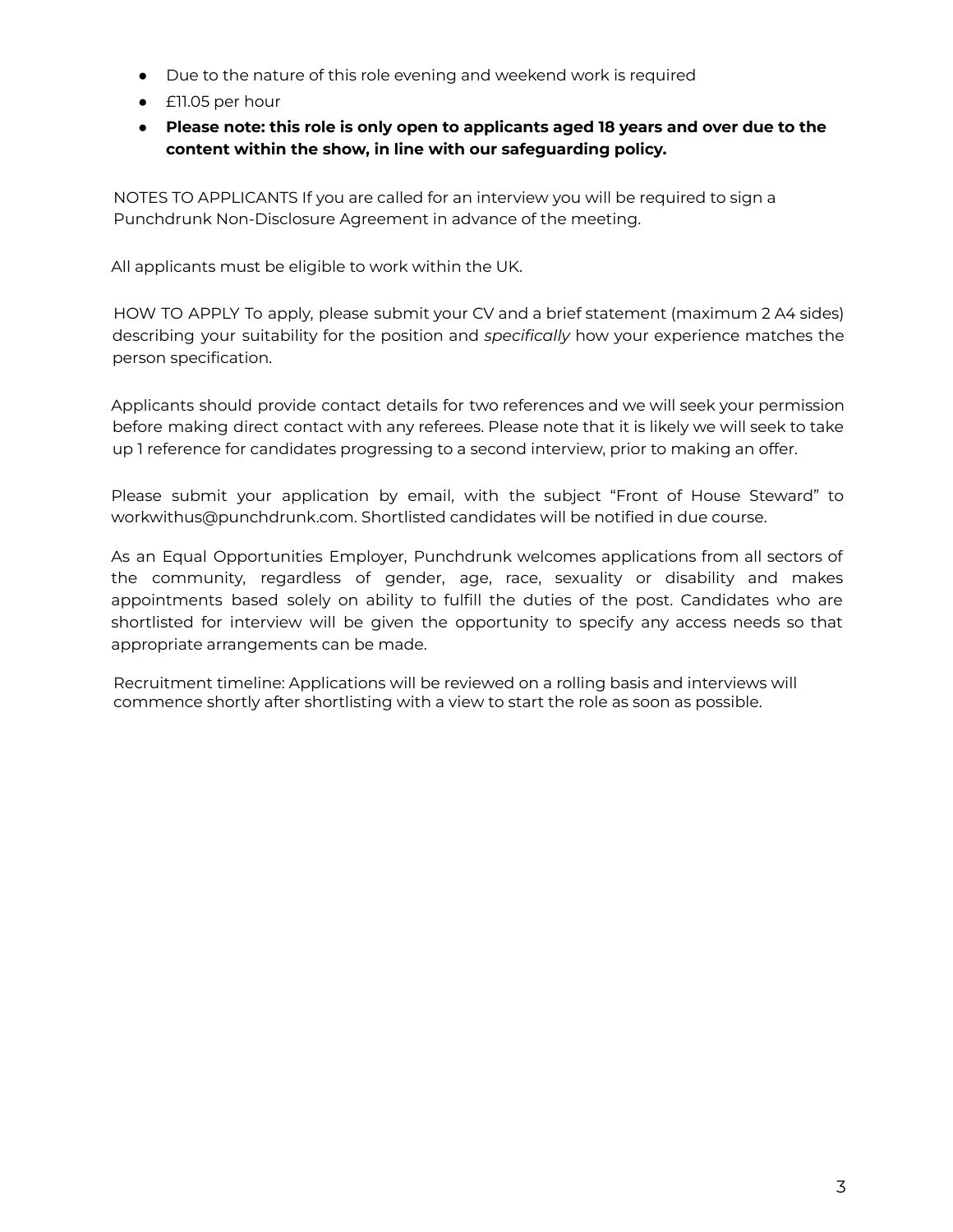- Due to the nature of this role evening and weekend work is required
- £11.05 per hour
- **Please note: this role is only open to applicants aged 18 years and over due to the content within the show, in line with our safeguarding policy.**

NOTES TO APPLICANTS If you are called for an interview you will be required to sign a Punchdrunk Non-Disclosure Agreement in advance of the meeting.

All applicants must be eligible to work within the UK.

HOW TO APPLY To apply, please submit your CV and a brief statement (maximum 2 A4 sides) describing your suitability for the position and *specifically* how your experience matches the person specification.

Applicants should provide contact details for two references and we will seek your permission before making direct contact with any referees. Please note that it is likely we will seek to take up 1 reference for candidates progressing to a second interview, prior to making an offer.

Please submit your application by email, with the subject "Front of House Steward" to workwithus@punchdrunk.com. Shortlisted candidates will be notified in due course.

As an Equal Opportunities Employer, Punchdrunk welcomes applications from all sectors of the community, regardless of gender, age, race, sexuality or disability and makes appointments based solely on ability to fulfill the duties of the post. Candidates who are shortlisted for interview will be given the opportunity to specify any access needs so that appropriate arrangements can be made.

Recruitment timeline: Applications will be reviewed on a rolling basis and interviews will commence shortly after shortlisting with a view to start the role as soon as possible.